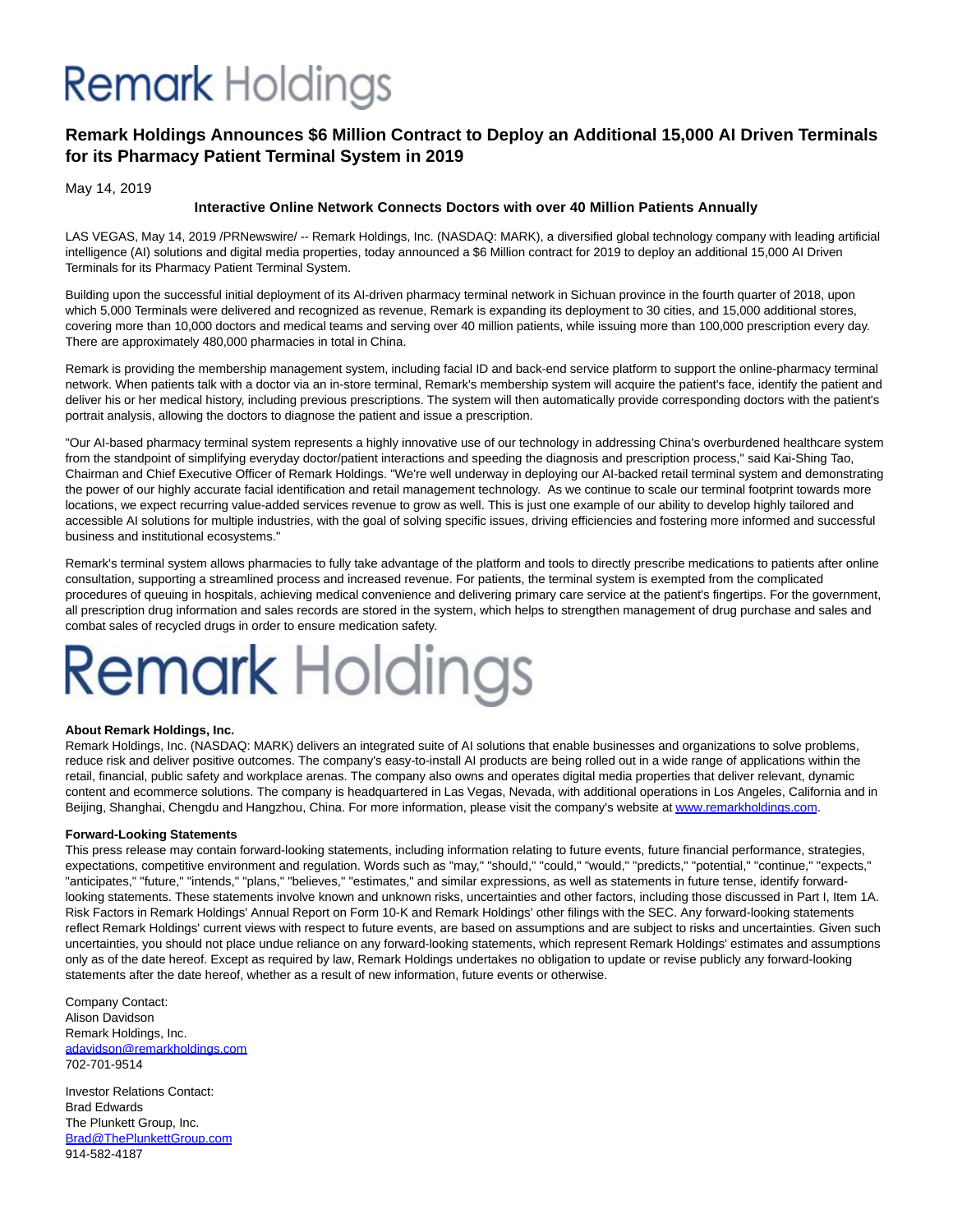# Remark Holdings Announces $6 Million Contract to Deploy an Additional 15,000 AI Driven Terminals for its Pharmacy Patient Terminal System in 2019

May 14, 2019

**Interactive Online Network Connects Doctors with over 40 Million Patients Annually**

LAS VEGAS, May 14, 2019 /PRNewswire/ -- Remark Holdings, Inc. (NASDAQ: MARK), a diversified global technology company with leading artificial intelligence (AI) solutions and digital media properties, today announced a $6 Million contract for 2019 to deploy an additional 15,000 AI Driven Terminals for its Pharmacy Patient Terminal System.

Building upon the successful initial deployment of its AI-driven pharmacy terminal network in Sichuan province in the fourth quarter of 2018, upon which 5,000 Terminals were delivered and recognized as revenue, Remark is expanding its deployment to 30 cities, and 15,000 additional stores, covering more than 10,000 doctors and medical teams and serving over 40 million patients, while issuing more than 100,000 prescription every day. There are approximately 480,000 pharmacies in total in China.

Remark is providing the membership management system, including facial ID and back-end service platform to support the online-pharmacy terminal network. When patients talk with a doctor via an in-store terminal, Remark's membership system will acquire the patient's face, identify the patient and deliver his or her medical history, including previous prescriptions. The system will then automatically provide corresponding doctors with the patient's portrait analysis, allowing the doctors to diagnose the patient and issue a prescription.

"Our AI-based pharmacy terminal system represents a highly innovative use of our technology in addressing China's overburdened healthcare system from the standpoint of simplifying everyday doctor/patient interactions and speeding the diagnosis and prescription process," said Kai-Shing Tao, Chairman and Chief Executive Officer of Remark Holdings. "We're well underway in deploying our AI-backed retail terminal system and demonstrating the power of our highly accurate facial identification and retail management technology. As we continue to scale our terminal footprint towards more locations, we expect recurring value-added services revenue to grow as well. This is just one example of our ability to develop highly tailored and accessible AI solutions for multiple industries, with the goal of solving specific issues, driving efficiencies and fostering more informed and successful business and institutional ecosystems."

Remark's terminal system allows pharmacies to fully take advantage of the platform and tools to directly prescribe medications to patients after online consultation, supporting a streamlined process and increased revenue. For patients, the terminal system is exempted from the complicated procedures of queuing in hospitals, achieving medical convenience and delivering primary care service at the patient's fingertips. For the government, all prescription drug information and sales records are stored in the system, which helps to strengthen management of drug purchase and sales and combat sales of recycled drugs in order to ensure medication safety.

Remark Holdings

**About Remark Holdings, Inc.**
Remark Holdings, Inc. (NASDAQ: MARK) delivers an integrated suite of AI solutions that enable businesses and organizations to solve problems, reduce risk and deliver positive outcomes. The company's easy-to-install AI products are being rolled out in a wide range of applications within the retail, financial, public safety and workplace arenas. The company also owns and operates digital media properties that deliver relevant, dynamic content and ecommerce solutions. The company is headquartered in Las Vegas, Nevada, with additional operations in Los Angeles, California and in Beijing, Shanghai, Chengdu and Hangzhou, China. For more information, please visit the company's website at www.remarkholdings.com.

**Forward-Looking Statements**
This press release may contain forward-looking statements, including information relating to future events, future financial performance, strategies, expectations, competitive environment and regulation. Words such as "may," "should," "could," "would," "predicts," "potential," "continue," "expects," "anticipates," "future," "intends," "plans," "believes," "estimates," and similar expressions, as well as statements in future tense, identify forward-looking statements. These statements involve known and unknown risks, uncertainties and other factors, including those discussed in Part I, Item 1A. Risk Factors in Remark Holdings' Annual Report on Form 10-K and Remark Holdings' other filings with the SEC. Any forward-looking statements reflect Remark Holdings' current views with respect to future events, are based on assumptions and are subject to risks and uncertainties. Given such uncertainties, you should not place undue reliance on any forward-looking statements, which represent Remark Holdings' estimates and assumptions only as of the date hereof. Except as required by law, Remark Holdings undertakes no obligation to update or revise publicly any forward-looking statements after the date hereof, whether as a result of new information, future events or otherwise.

Company Contact:
Alison Davidson
Remark Holdings, Inc.
adavidson@remarkholdings.com
702-701-9514

Investor Relations Contact:
Brad Edwards
The Plunkett Group, Inc.
Brad@ThePlunkettGroup.com
914-582-4187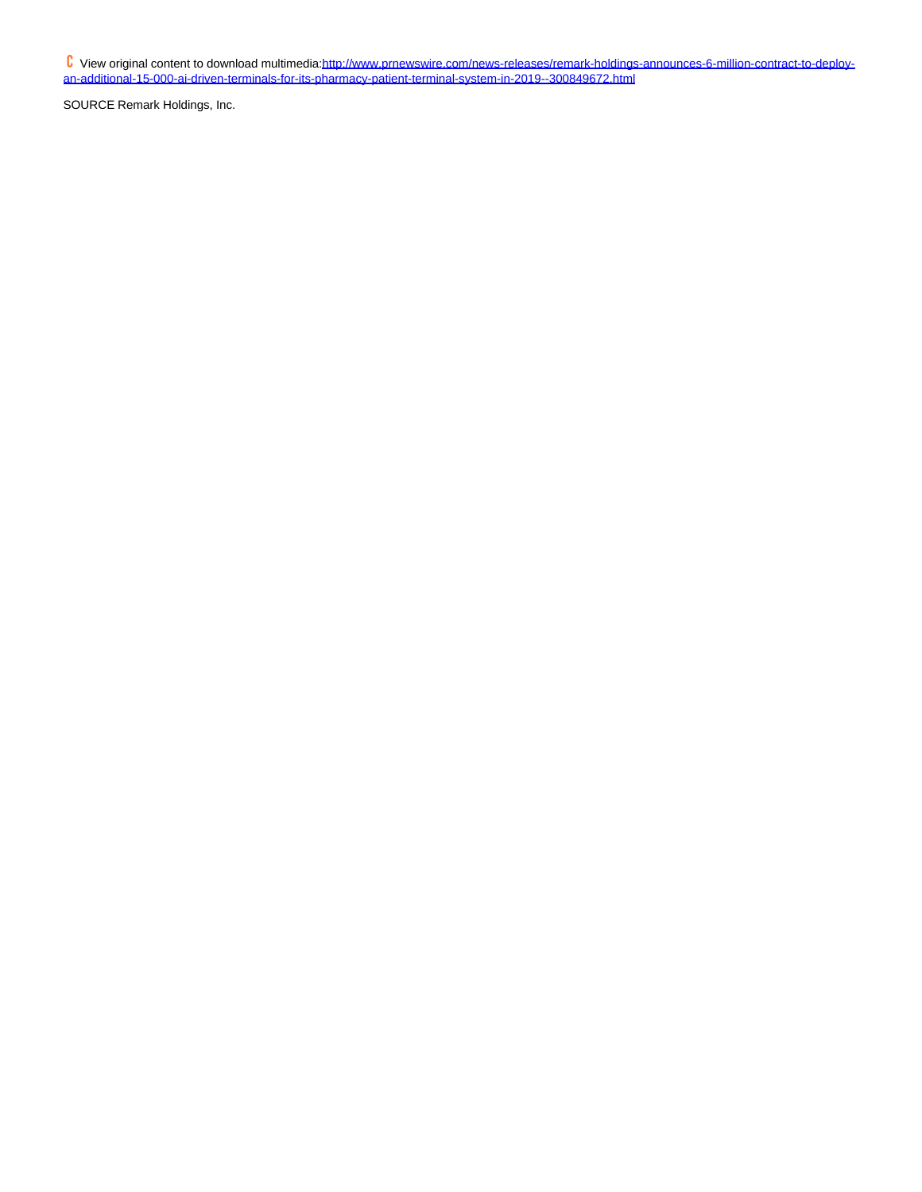View original content to download multimedia:http://www.prnewswire.com/news-releases/remark-holdings-announces-6-million-contract-to-deploy-an-additional-15-000-ai-driven-terminals-for-its-pharmacy-patient-terminal-system-in-2019--300849672.html

SOURCE Remark Holdings, Inc.